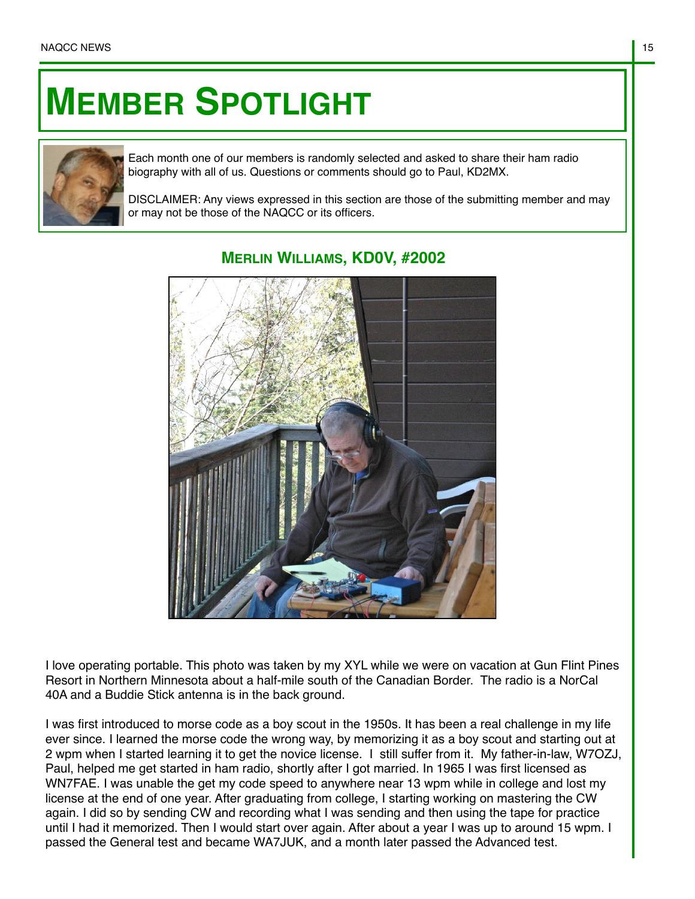# MEMBER SPOTLIGHT

Each month one of our members is randomly selected and asked to share their ham radio biography with all of us. Questions or comments should go to Paul, KD2MX.

DISCLAIMER: Any views expressed in this section are those of the submitting member and may or may not be those of the NAQCC or its officers.

## MERLIN WILLIAMS, KD0V, #2002

I love operating portable. This photo was taken by my XYL while we were on vacation at Gun Flint Pines Resort in Northern Minnesota about a half-mile south of the Canadian Border. The radio is a NorCal 40A and a Buddie Stick antenna is in the back ground.

I was first introduced to morse code as a boy scout in the 1950s. It has been a real challenge in my life ever since. I learned the morse code the wrong way, by memorizing it as a boy scout and starting out at 2 wpm when I started learning it to get the novice license. I still suffer from it. My father-in-law, W7OZJ, Paul, helped me get started in ham radio, shortly after I got married. In 1965 I was first licensed as WN7FAE. I was unable the get my code speed to anywhere near 13 wpm while in college and lost my license at the end of one year. After graduating from college, I starting working on mastering the CW again. I did so by sending CW and recording what I was sending and then using the tape for practice until I had it memorized. Then I would start over again. After about a year I was up to around 15 wpm. I passed the General test and became WA7JUK, and a month later passed the Advanced test.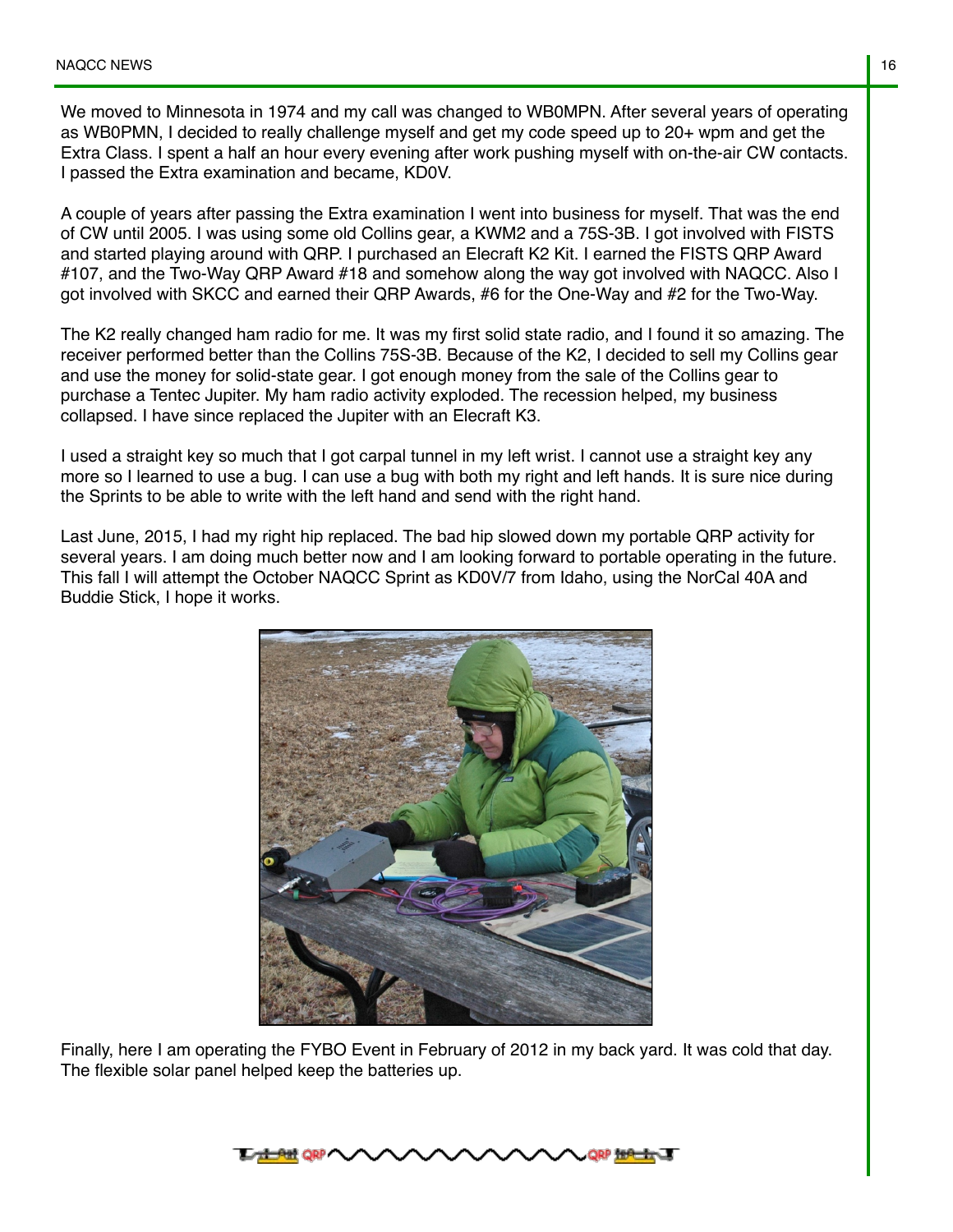We moved to Minnesota in 1974 and my call was changed to WB0MPN. After several years of operating as WB0PMN, I decided to really challenge myself and get my code speed up to 20+ wpm and get the Extra Class. I spent a half an hour every evening after work pushing myself with on-the-air CW contacts. I passed the Extra examination and became, KD0V.

A couple of years after passing the Extra examination I went into business for myself. That was the end of CW until 2005. I was using some old Collins gear, a KWM2 and a 75S-3B. I got involved with FISTS and started playing around with QRP. I purchased an Elecraft K2 Kit. I earned the FISTS QRP Award #107, and the Two-Way QRP Award #18 and somehow along the way got involved with NAQCC. Also I got involved with SKCC and earned their QRP Awards, #6 for the One-Way and #2 for the Two-Way.

The K2 really changed ham radio for me. It was my first solid state radio, and I found it so amazing. The receiver performed better than the Collins 75S-3B. Because of the K2, I decided to sell my Collins gear and use the money for solid-state gear. I got enough money from the sale of the Collins gear to purchase a Tentec Jupiter. My ham radio activity exploded. The recession helped, my business collapsed. I have since replaced the Jupiter with an Elecraft K3.

I used a straight key so much that I got carpal tunnel in my left wrist. I cannot use a straight key any more so I learned to use a bug. I can use a bug with both my right and left hands. It is sure nice during the Sprints to be able to write with the left hand and send with the right hand.

Last June, 2015, I had my right hip replaced. The bad hip slowed down my portable QRP activity for several years. I am doing much better now and I am looking forward to portable operating in the future. This fall I will attempt the October NAQCC Sprint as KD0V/7 from Idaho, using the NorCal 40A and Buddie Stick, I hope it works.

Finally, here I am operating the FYBO Event in February of 2012 in my back yard. It was cold that day. The flexible solar panel helped keep the batteries up.